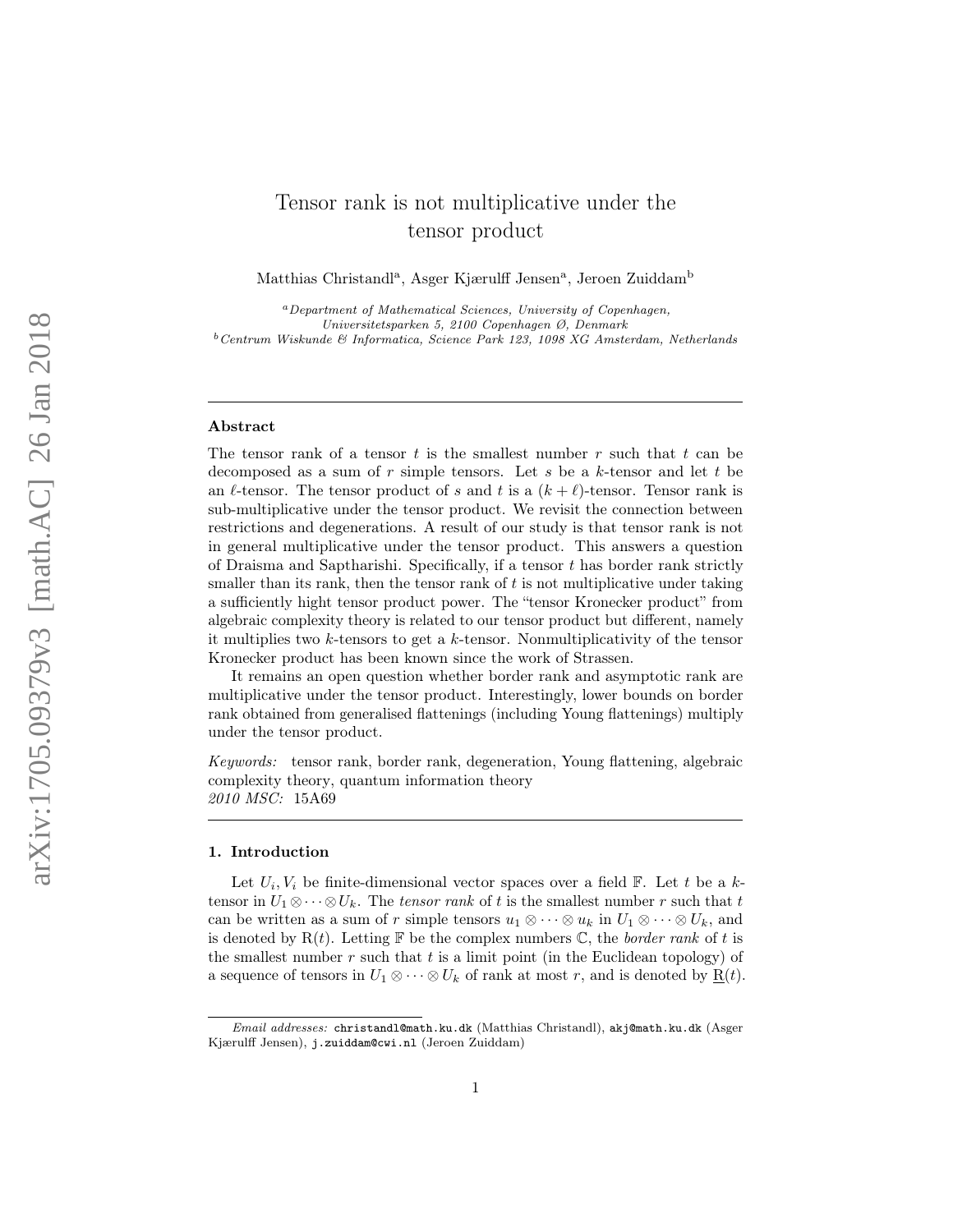# Tensor rank is not multiplicative under the tensor product

Matthias Christandl[a], Asger Kjærulff Jensen[a], Jeroen Zuiddam[b]

[a] *Department of Mathematical Sciences, University of Copenhagen, Universitetsparken 5, 2100 Copenhagen Ø, Denmark*
[b] *Centrum Wiskunde & Informatica, Science Park 123, 1098 XG Amsterdam, Netherlands*

---

### Abstract

The tensor rank of a tensor $t$ is the smallest number $r$ such that $t$ can be decomposed as a sum of $r$ simple tensors. Let $s$ be a $k$-tensor and let $t$ be an $\ell$-tensor. The tensor product of $s$ and $t$ is a $(k + \ell)$-tensor. Tensor rank is sub-multiplicative under the tensor product. We revisit the connection between restrictions and degenerations. A result of our study is that tensor rank is not in general multiplicative under the tensor product. This answers a question of Draisma and Saptharishi. Specifically, if a tensor $t$ has border rank strictly smaller than its rank, then the tensor rank of $t$ is not multiplicative under taking a sufficiently hight tensor product power. The "tensor Kronecker product" from algebraic complexity theory is related to our tensor product but different, namely it multiplies two $k$-tensors to get a $k$-tensor. Nonmultiplicativity of the tensor Kronecker product has been known since the work of Strassen.

It remains an open question whether border rank and asymptotic rank are multiplicative under the tensor product. Interestingly, lower bounds on border rank obtained from generalised flattenings (including Young flattenings) multiply under the tensor product.

*Keywords:* tensor rank, border rank, degeneration, Young flattening, algebraic complexity theory, quantum information theory
*2010 MSC:* 15A69

---

## 1. Introduction

Let $U_i, V_i$ be finite-dimensional vector spaces over a field $\mathbb{F}$. Let $t$ be a $k$-tensor in $U_1 \otimes \cdots \otimes U_k$. The *tensor rank* of $t$ is the smallest number $r$ such that $t$ can be written as a sum of $r$ simple tensors $u_1 \otimes \cdots \otimes u_k$ in $U_1 \otimes \cdots \otimes U_k$, and is denoted by $\mathrm{R}(t)$. Letting $\mathbb{F}$ be the complex numbers $\mathbb{C}$, the *border rank* of $t$ is the smallest number $r$ such that $t$ is a limit point (in the Euclidean topology) of a sequence of tensors in $U_1 \otimes \cdots \otimes U_k$ of rank at most $r$, and is denoted by $\underline{\mathrm{R}}(t)$.

*Email addresses:* `christandl@math.ku.dk` (Matthias Christandl), `akj@math.ku.dk` (Asger Kjærulff Jensen), `j.zuiddam@cwi.nl` (Jeroen Zuiddam)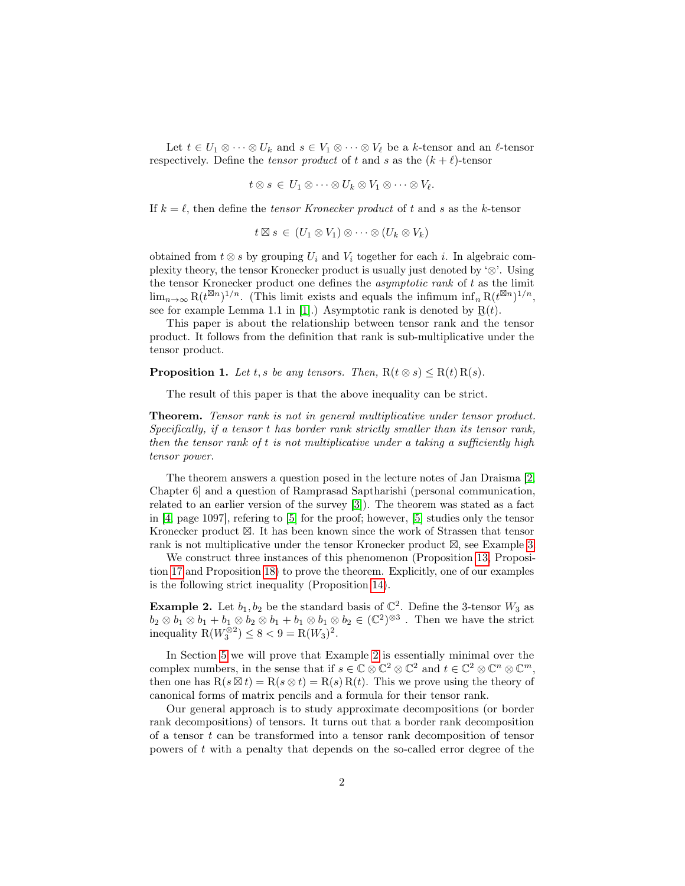Let $t \in U_1 \otimes \cdots \otimes U_k$ and $s \in V_1 \otimes \cdots \otimes V_\ell$ be a $k$-tensor and an $\ell$-tensor respectively. Define the *tensor product* of $t$ and $s$ as the $(k+\ell)$-tensor

$$t \otimes s \in U_1 \otimes \cdots \otimes U_k \otimes V_1 \otimes \cdots \otimes V_\ell.$$

If $k = \ell$, then define the *tensor Kronecker product* of $t$ and $s$ as the $k$-tensor

$$t \boxtimes s \in (U_1 \otimes V_1) \otimes \cdots \otimes (U_k \otimes V_k)$$

obtained from $t \otimes s$ by grouping $U_i$ and $V_i$ together for each $i$. In algebraic complexity theory, the tensor Kronecker product is usually just denoted by '$\otimes$'. Using the tensor Kronecker product one defines the *asymptotic rank* of $t$ as the limit $\lim_{n\to\infty} \mathrm{R}(t^{\boxtimes n})^{1/n}$. (This limit exists and equals the infimum $\inf_n \mathrm{R}(t^{\boxtimes n})^{1/n}$, see for example Lemma 1.1 in [1].) Asymptotic rank is denoted by $\underset{\sim}{\mathrm{R}}(t)$.

This paper is about the relationship between tensor rank and the tensor product. It follows from the definition that rank is sub-multiplicative under the tensor product.

**Proposition 1.** *Let $t, s$ be any tensors. Then, $\mathrm{R}(t \otimes s) \leq \mathrm{R}(t)\,\mathrm{R}(s)$.*

The result of this paper is that the above inequality can be strict.

**Theorem.** *Tensor rank is not in general multiplicative under tensor product. Specifically, if a tensor $t$ has border rank strictly smaller than its tensor rank, then the tensor rank of $t$ is not multiplicative under a taking a sufficiently high tensor power.*

The theorem answers a question posed in the lecture notes of Jan Draisma [2, Chapter 6] and a question of Ramprasad Saptharishi (personal communication, related to an earlier version of the survey [3]). The theorem was stated as a fact in [4, page 1097], refering to [5] for the proof; however, [5] studies only the tensor Kronecker product $\boxtimes$. It has been known since the work of Strassen that tensor rank is not multiplicative under the tensor Kronecker product $\boxtimes$, see Example 3.

We construct three instances of this phenomenon (Proposition 13, Proposition 17 and Proposition 18) to prove the theorem. Explicitly, one of our examples is the following strict inequality (Proposition 14).

**Example 2.** Let $b_1, b_2$ be the standard basis of $\mathbb{C}^2$. Define the 3-tensor $W_3$ as $b_2 \otimes b_1 \otimes b_1 + b_1 \otimes b_2 \otimes b_1 + b_1 \otimes b_1 \otimes b_2 \in (\mathbb{C}^2)^{\otimes 3}$ . Then we have the strict inequality $\mathrm{R}(W_3^{\otimes 2}) \leq 8 < 9 = \mathrm{R}(W_3)^2$.

In Section 5 we will prove that Example 2 is essentially minimal over the complex numbers, in the sense that if $s \in \mathbb{C} \otimes \mathbb{C}^2 \otimes \mathbb{C}^2$ and $t \in \mathbb{C}^2 \otimes \mathbb{C}^n \otimes \mathbb{C}^m$, then one has $\mathrm{R}(s \boxtimes t) = \mathrm{R}(s \otimes t) = \mathrm{R}(s)\,\mathrm{R}(t)$. This we prove using the theory of canonical forms of matrix pencils and a formula for their tensor rank.

Our general approach is to study approximate decompositions (or border rank decompositions) of tensors. It turns out that a border rank decomposition of a tensor $t$ can be transformed into a tensor rank decomposition of tensor powers of $t$ with a penalty that depends on the so-called error degree of the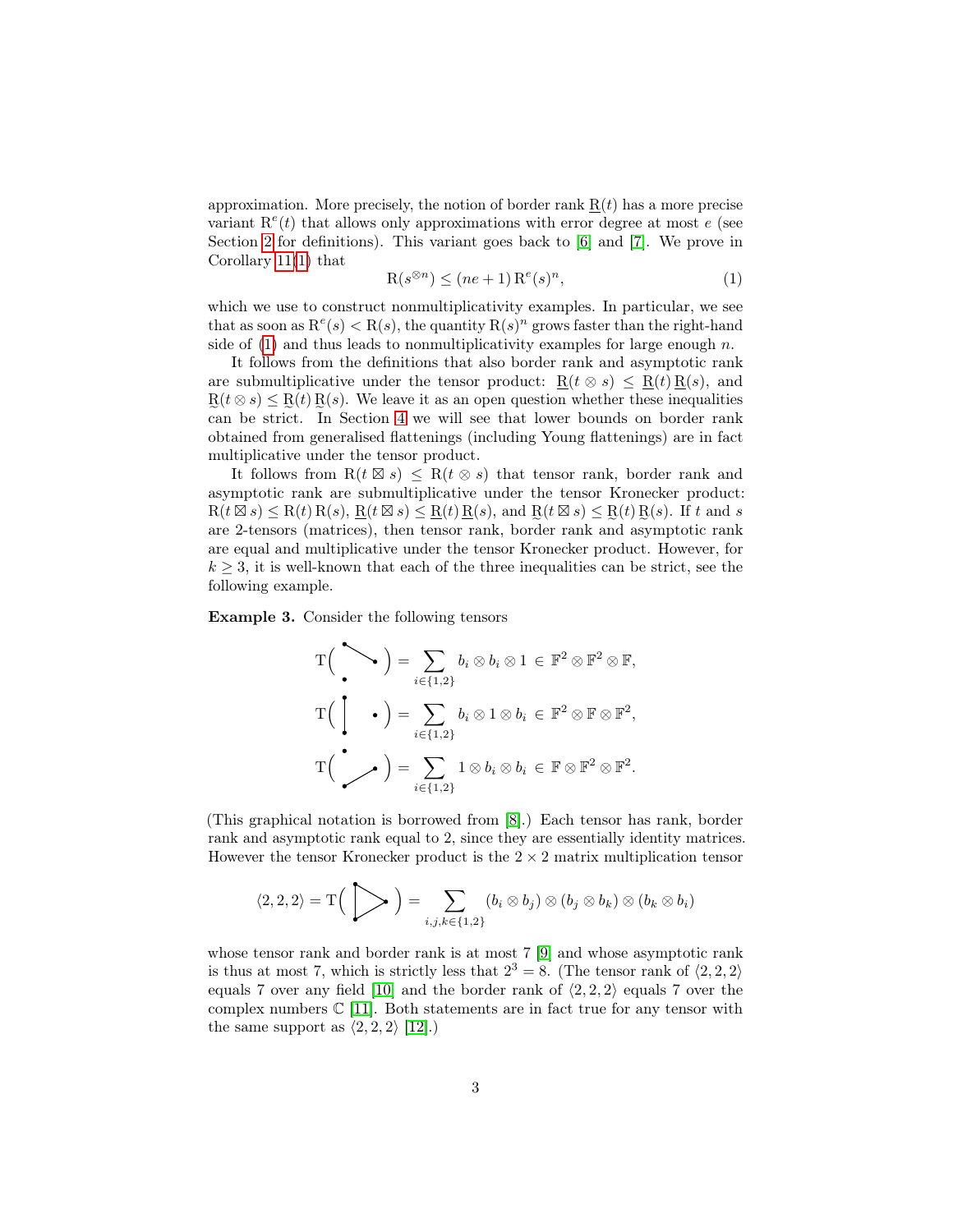approximation. More precisely, the notion of border rank $\underline{\mathrm{R}}(t)$ has a more precise variant $\mathrm{R}^e(t)$ that allows only approximations with error degree at most $e$ (see Section 2 for definitions). This variant goes back to [6] and [7]. We prove in Corollary 11(1) that

$$\mathrm{R}(s^{\otimes n}) \leq (ne+1)\,\mathrm{R}^e(s)^n, \tag{1}$$

which we use to construct nonmultiplicativity examples. In particular, we see that as soon as $\mathrm{R}^e(s) < \mathrm{R}(s)$, the quantity $\mathrm{R}(s)^n$ grows faster than the right-hand side of (1) and thus leads to nonmultiplicativity examples for large enough $n$.

It follows from the definitions that also border rank and asymptotic rank are submultiplicative under the tensor product: $\underline{\mathrm{R}}(t \otimes s) \leq \underline{\mathrm{R}}(t)\,\underline{\mathrm{R}}(s)$, and $\underset{\sim}{\mathrm{R}}(t \otimes s) \leq \underset{\sim}{\mathrm{R}}(t)\,\underset{\sim}{\mathrm{R}}(s)$. We leave it as an open question whether these inequalities can be strict. In Section 4 we will see that lower bounds on border rank obtained from generalised flattenings (including Young flattenings) are in fact multiplicative under the tensor product.

It follows from $\mathrm{R}(t \boxtimes s) \leq \mathrm{R}(t \otimes s)$ that tensor rank, border rank and asymptotic rank are submultiplicative under the tensor Kronecker product: $\mathrm{R}(t \boxtimes s) \leq \mathrm{R}(t)\,\mathrm{R}(s)$, $\underline{\mathrm{R}}(t \boxtimes s) \leq \underline{\mathrm{R}}(t)\,\underline{\mathrm{R}}(s)$, and $\underset{\sim}{\mathrm{R}}(t \boxtimes s) \leq \underset{\sim}{\mathrm{R}}(t)\,\underset{\sim}{\mathrm{R}}(s)$. If $t$ and $s$ are 2-tensors (matrices), then tensor rank, border rank and asymptotic rank are equal and multiplicative under the tensor Kronecker product. However, for $k \geq 3$, it is well-known that each of the three inequalities can be strict, see the following example.

**Example 3.** Consider the following tensors

$$\mathrm{T}\Big(\text{graph: edge between vertices 1 and 2}\Big) = \sum_{i \in \{1,2\}} b_i \otimes b_i \otimes 1 \;\in\; \mathbb{F}^2 \otimes \mathbb{F}^2 \otimes \mathbb{F},$$

$$\mathrm{T}\Big(\text{graph: edge between vertices 1 and 3}\Big) = \sum_{i \in \{1,2\}} b_i \otimes 1 \otimes b_i \;\in\; \mathbb{F}^2 \otimes \mathbb{F} \otimes \mathbb{F}^2,$$

$$\mathrm{T}\Big(\text{graph: edge between vertices 2 and 3}\Big) = \sum_{i \in \{1,2\}} 1 \otimes b_i \otimes b_i \;\in\; \mathbb{F} \otimes \mathbb{F}^2 \otimes \mathbb{F}^2.$$

(This graphical notation is borrowed from [8].) Each tensor has rank, border rank and asymptotic rank equal to 2, since they are essentially identity matrices. However the tensor Kronecker product is the $2 \times 2$ matrix multiplication tensor

$$\langle 2,2,2\rangle = \mathrm{T}\Big(\text{graph: triangle}\Big) = \sum_{i,j,k \in \{1,2\}} (b_i \otimes b_j) \otimes (b_j \otimes b_k) \otimes (b_k \otimes b_i)$$

whose tensor rank and border rank is at most 7 [9] and whose asymptotic rank is thus at most 7, which is strictly less that $2^3 = 8$. (The tensor rank of $\langle 2,2,2\rangle$ equals 7 over any field [10] and the border rank of $\langle 2,2,2\rangle$ equals 7 over the complex numbers $\mathbb{C}$ [11]. Both statements are in fact true for any tensor with the same support as $\langle 2,2,2\rangle$ [12].)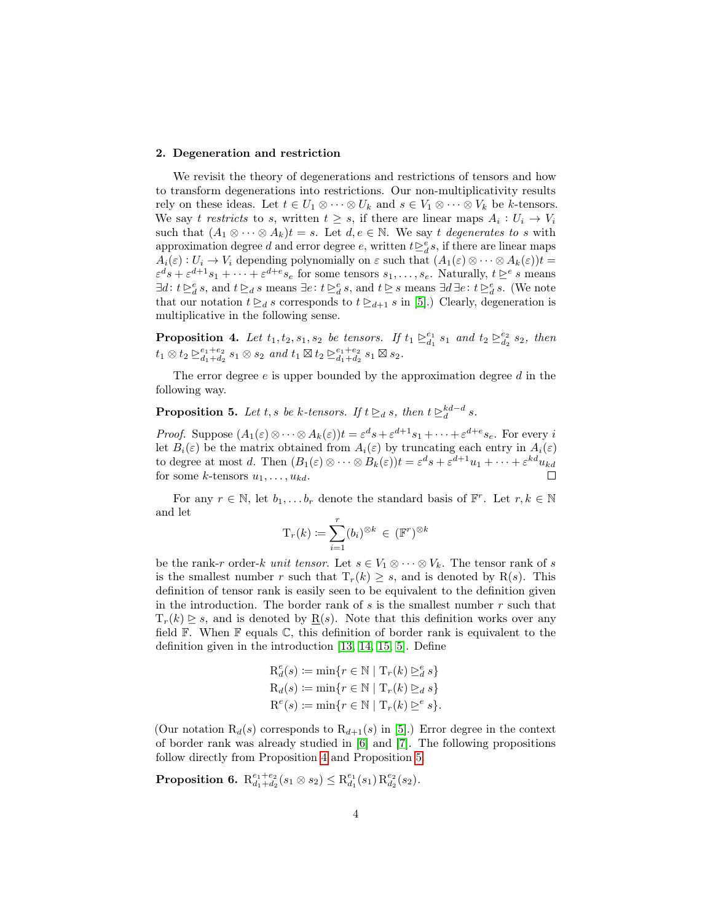## 2. Degeneration and restriction

We revisit the theory of degenerations and restrictions of tensors and how to transform degenerations into restrictions. Our non-multiplicativity results rely on these ideas. Let $t \in U_1 \otimes \cdots \otimes U_k$ and $s \in V_1 \otimes \cdots \otimes V_k$ be $k$-tensors. We say $t$ *restricts* to $s$, written $t \geq s$, if there are linear maps $A_i : U_i \to V_i$ such that $(A_1 \otimes \cdots \otimes A_k)t = s$. Let $d, e \in \mathbb{N}$. We say $t$ *degenerates to* $s$ with approximation degree $d$ and error degree $e$, written $t \trianglerighteq_d^e s$, if there are linear maps $A_i(\varepsilon) : U_i \to V_i$ depending polynomially on $\varepsilon$ such that $(A_1(\varepsilon) \otimes \cdots \otimes A_k(\varepsilon))t = \varepsilon^d s + \varepsilon^{d+1} s_1 + \cdots + \varepsilon^{d+e} s_e$ for some tensors $s_1, \ldots, s_e$. Naturally, $t \trianglerighteq^e s$ means $\exists d\colon t \trianglerighteq_d^e s$, and $t \trianglerighteq_d s$ means $\exists e\colon t \trianglerighteq_d^e s$, and $t \trianglerighteq s$ means $\exists d\, \exists e\colon t \trianglerighteq_d^e s$. (We note that our notation $t \trianglerighteq_d s$ corresponds to $t \trianglerighteq_{d+1} s$ in [5].) Clearly, degeneration is multiplicative in the following sense.

**Proposition 4.** *Let $t_1, t_2, s_1, s_2$ be tensors. If $t_1 \trianglerighteq_{d_1}^{e_1} s_1$ and $t_2 \trianglerighteq_{d_2}^{e_2} s_2$, then $t_1 \otimes t_2 \trianglerighteq_{d_1+d_2}^{e_1+e_2} s_1 \otimes s_2$ and $t_1 \boxtimes t_2 \trianglerighteq_{d_1+d_2}^{e_1+e_2} s_1 \boxtimes s_2$.*

The error degree $e$ is upper bounded by the approximation degree $d$ in the following way.

**Proposition 5.** *Let $t, s$ be $k$-tensors. If $t \trianglerighteq_d s$, then $t \trianglerighteq_d^{kd-d} s$.*

*Proof.* Suppose $(A_1(\varepsilon) \otimes \cdots \otimes A_k(\varepsilon))t = \varepsilon^d s + \varepsilon^{d+1} s_1 + \cdots + \varepsilon^{d+e} s_e$. For every $i$ let $B_i(\varepsilon)$ be the matrix obtained from $A_i(\varepsilon)$ by truncating each entry in $A_i(\varepsilon)$ to degree at most $d$. Then $(B_1(\varepsilon) \otimes \cdots \otimes B_k(\varepsilon))t = \varepsilon^d s + \varepsilon^{d+1} u_1 + \cdots + \varepsilon^{kd} u_{kd}$ for some $k$-tensors $u_1, \ldots, u_{kd}$. $\square$

For any $r \in \mathbb{N}$, let $b_1, \ldots b_r$ denote the standard basis of $\mathbb{F}^r$. Let $r, k \in \mathbb{N}$ and let

$$\mathrm{T}_r(k) \coloneqq \sum_{i=1}^{r} (b_i)^{\otimes k} \in (\mathbb{F}^r)^{\otimes k}$$

be the rank-$r$ order-$k$ *unit tensor*. Let $s \in V_1 \otimes \cdots \otimes V_k$. The tensor rank of $s$ is the smallest number $r$ such that $\mathrm{T}_r(k) \geq s$, and is denoted by $\mathrm{R}(s)$. This definition of tensor rank is easily seen to be equivalent to the definition given in the introduction. The border rank of $s$ is the smallest number $r$ such that $\mathrm{T}_r(k) \trianglerighteq s$, and is denoted by $\underline{\mathrm{R}}(s)$. Note that this definition works over any field $\mathbb{F}$. When $\mathbb{F}$ equals $\mathbb{C}$, this definition of border rank is equivalent to the definition given in the introduction [13, 14, 15, 5]. Define

$$\begin{aligned}
\mathrm{R}_d^e(s) &\coloneqq \min\{r \in \mathbb{N} \mid \mathrm{T}_r(k) \trianglerighteq_d^e s\} \\
\mathrm{R}_d(s) &\coloneqq \min\{r \in \mathbb{N} \mid \mathrm{T}_r(k) \trianglerighteq_d s\} \\
\mathrm{R}^e(s) &\coloneqq \min\{r \in \mathbb{N} \mid \mathrm{T}_r(k) \trianglerighteq^e s\}.
\end{aligned}$$

(Our notation $\mathrm{R}_d(s)$ corresponds to $\mathrm{R}_{d+1}(s)$ in [5].) Error degree in the context of border rank was already studied in [6] and [7]. The following propositions follow directly from Proposition 4 and Proposition 5.

**Proposition 6.** $\mathrm{R}_{d_1+d_2}^{e_1+e_2}(s_1 \otimes s_2) \leq \mathrm{R}_{d_1}^{e_1}(s_1)\, \mathrm{R}_{d_2}^{e_2}(s_2)$.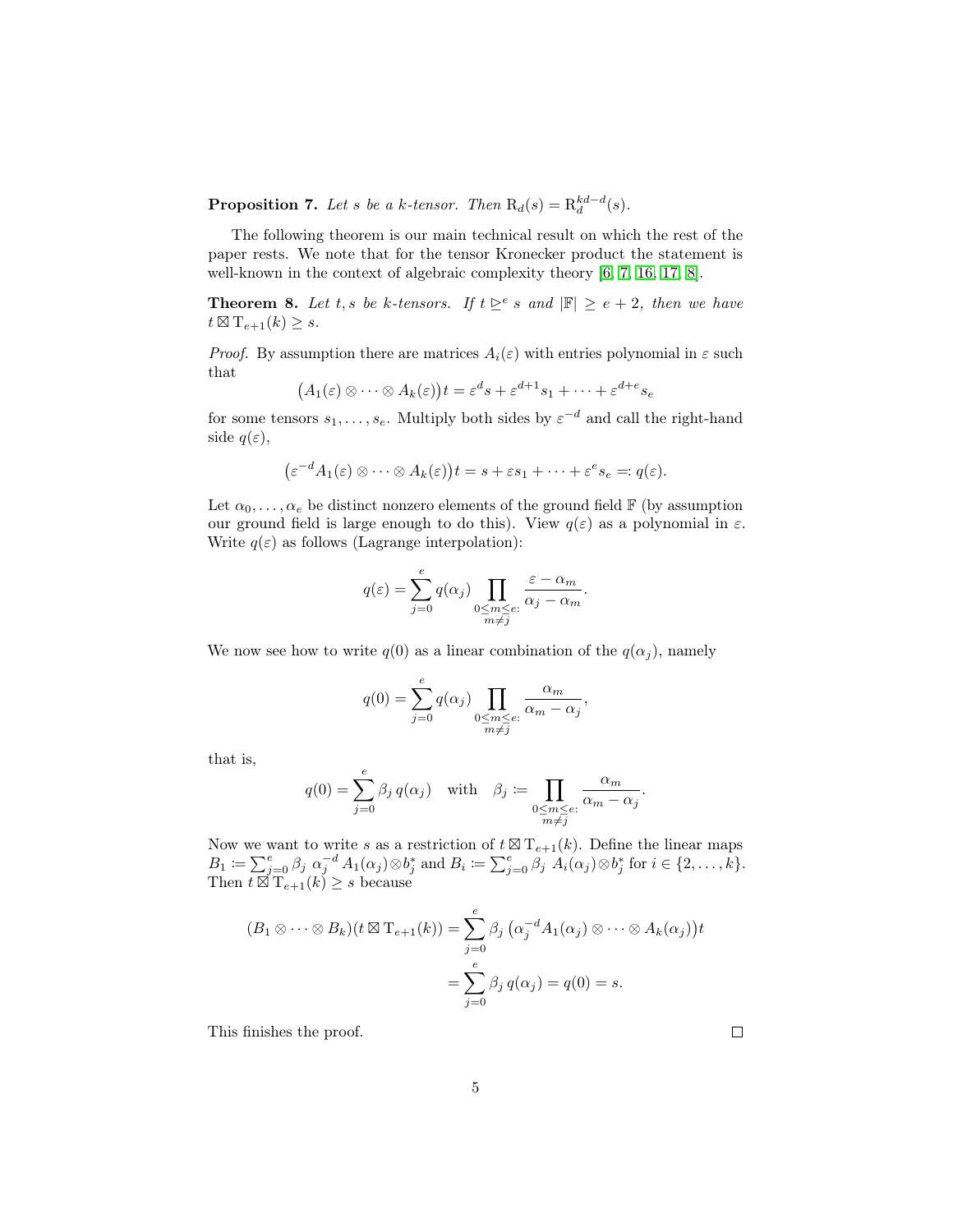**Proposition 7.** *Let $s$ be a $k$-tensor. Then $\mathrm{R}_d(s) = \mathrm{R}_d^{kd-d}(s)$.*

The following theorem is our main technical result on which the rest of the paper rests. We note that for the tensor Kronecker product the statement is well-known in the context of algebraic complexity theory [6, 7, 16, 17, 8].

**Theorem 8.** *Let $t, s$ be $k$-tensors. If $t \trianglerighteq^e s$ and $|\mathbb{F}| \geq e+2$, then we have $t \boxtimes \mathrm{T}_{e+1}(k) \geq s$.*

*Proof.* By assumption there are matrices $A_i(\varepsilon)$ with entries polynomial in $\varepsilon$ such that

$$\big(A_1(\varepsilon) \otimes \cdots \otimes A_k(\varepsilon)\big)t = \varepsilon^d s + \varepsilon^{d+1} s_1 + \cdots + \varepsilon^{d+e} s_e$$

for some tensors $s_1, \ldots, s_e$. Multiply both sides by $\varepsilon^{-d}$ and call the right-hand side $q(\varepsilon)$,

$$\big(\varepsilon^{-d} A_1(\varepsilon) \otimes \cdots \otimes A_k(\varepsilon)\big)t = s + \varepsilon s_1 + \cdots + \varepsilon^e s_e =: q(\varepsilon).$$

Let $\alpha_0, \ldots, \alpha_e$ be distinct nonzero elements of the ground field $\mathbb{F}$ (by assumption our ground field is large enough to do this). View $q(\varepsilon)$ as a polynomial in $\varepsilon$. Write $q(\varepsilon)$ as follows (Lagrange interpolation):

$$q(\varepsilon) = \sum_{j=0}^{e} q(\alpha_j) \prod_{\substack{0 \leq m \leq e: \\ m \neq j}} \frac{\varepsilon - \alpha_m}{\alpha_j - \alpha_m}.$$

We now see how to write $q(0)$ as a linear combination of the $q(\alpha_j)$, namely

$$q(0) = \sum_{j=0}^{e} q(\alpha_j) \prod_{\substack{0 \leq m \leq e: \\ m \neq j}} \frac{\alpha_m}{\alpha_m - \alpha_j},$$

that is,

$$q(0) = \sum_{j=0}^{e} \beta_j \, q(\alpha_j) \quad \text{with} \quad \beta_j := \prod_{\substack{0 \leq m \leq e: \\ m \neq j}} \frac{\alpha_m}{\alpha_m - \alpha_j}.$$

Now we want to write $s$ as a restriction of $t \boxtimes \mathrm{T}_{e+1}(k)$. Define the linear maps $B_1 := \sum_{j=0}^{e} \beta_j \, \alpha_j^{-d} A_1(\alpha_j) \otimes b_j^*$ and $B_i := \sum_{j=0}^{e} \beta_j \, A_i(\alpha_j) \otimes b_j^*$ for $i \in \{2, \ldots, k\}$. Then $t \boxtimes \mathrm{T}_{e+1}(k) \geq s$ because

$$\begin{aligned}
(B_1 \otimes \cdots \otimes B_k)(t \boxtimes \mathrm{T}_{e+1}(k)) &= \sum_{j=0}^{e} \beta_j \big(\alpha_j^{-d} A_1(\alpha_j) \otimes \cdots \otimes A_k(\alpha_j)\big)t \\
&= \sum_{j=0}^{e} \beta_j \, q(\alpha_j) = q(0) = s.
\end{aligned}$$

This finishes the proof. $\square$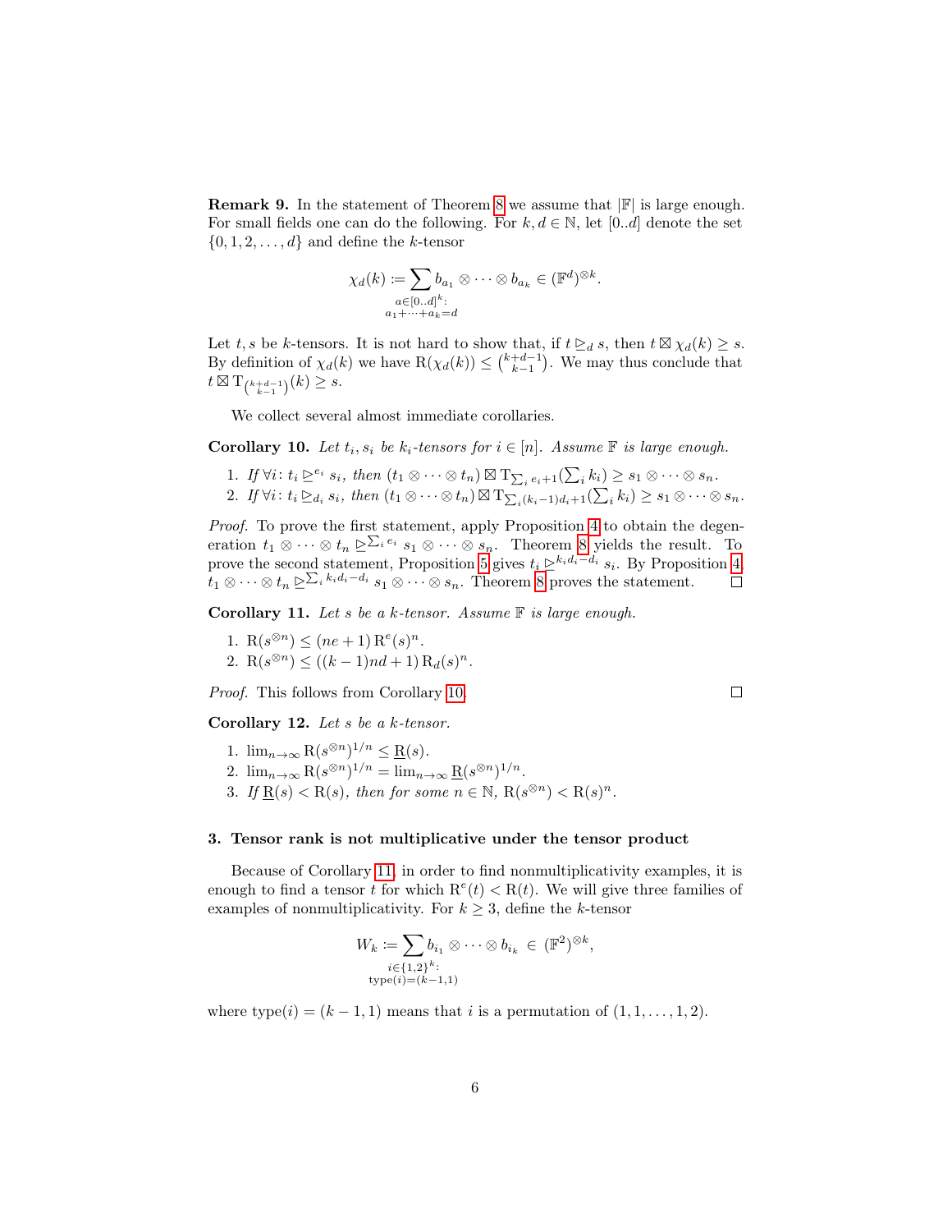**Remark 9.** In the statement of Theorem 8 we assume that $|\mathbb{F}|$ is large enough. For small fields one can do the following. For $k, d \in \mathbb{N}$, let $[0..d]$ denote the set $\{0, 1, 2, \ldots, d\}$ and define the $k$-tensor

$$\chi_d(k) \coloneqq \sum_{\substack{a \in [0..d]^k:\\ a_1 + \cdots + a_k = d}} b_{a_1} \otimes \cdots \otimes b_{a_k} \in (\mathbb{F}^d)^{\otimes k}.$$

Let $t, s$ be $k$-tensors. It is not hard to show that, if $t \trianglerighteq_d s$, then $t \boxtimes \chi_d(k) \geq s$. By definition of $\chi_d(k)$ we have $\mathrm{R}(\chi_d(k)) \leq \binom{k+d-1}{k-1}$. We may thus conclude that $t \boxtimes \mathrm{T}_{\binom{k+d-1}{k-1}}(k) \geq s$.

We collect several almost immediate corollaries.

**Corollary 10.** *Let $t_i, s_i$ be $k_i$-tensors for $i \in [n]$. Assume $\mathbb{F}$ is large enough.*

1. *If $\forall i\colon t_i \trianglerighteq^{e_i} s_i$, then $(t_1 \otimes \cdots \otimes t_n) \boxtimes \mathrm{T}_{\sum_i e_i + 1}(\sum_i k_i) \geq s_1 \otimes \cdots \otimes s_n$.*
2. *If $\forall i\colon t_i \trianglerighteq_{d_i} s_i$, then $(t_1 \otimes \cdots \otimes t_n) \boxtimes \mathrm{T}_{\sum_i (k_i - 1)d_i + 1}(\sum_i k_i) \geq s_1 \otimes \cdots \otimes s_n$.*

*Proof.* To prove the first statement, apply Proposition 4 to obtain the degeneration $t_1 \otimes \cdots \otimes t_n \trianglerighteq^{\sum_i e_i} s_1 \otimes \cdots \otimes s_n$. Theorem 8 yields the result. To prove the second statement, Proposition 5 gives $t_i \trianglerighteq^{k_i d_i - d_i} s_i$. By Proposition 4 $t_1 \otimes \cdots \otimes t_n \trianglerighteq^{\sum_i k_i d_i - d_i} s_1 \otimes \cdots \otimes s_n$. Theorem 8 proves the statement. $\square$

**Corollary 11.** *Let $s$ be a $k$-tensor. Assume $\mathbb{F}$ is large enough.*

1. *$\mathrm{R}(s^{\otimes n}) \leq (ne + 1)\,\mathrm{R}^e(s)^n$.*
2. *$\mathrm{R}(s^{\otimes n}) \leq ((k-1)nd + 1)\,\mathrm{R}_d(s)^n$.*

*Proof.* This follows from Corollary 10. $\square$

**Corollary 12.** *Let $s$ be a $k$-tensor.*

1. *$\lim_{n\to\infty} \mathrm{R}(s^{\otimes n})^{1/n} \leq \underline{\mathrm{R}}(s)$.*
2. *$\lim_{n\to\infty} \mathrm{R}(s^{\otimes n})^{1/n} = \lim_{n\to\infty} \underline{\mathrm{R}}(s^{\otimes n})^{1/n}$.*
3. *If $\underline{\mathrm{R}}(s) < \mathrm{R}(s)$, then for some $n \in \mathbb{N}$, $\mathrm{R}(s^{\otimes n}) < \mathrm{R}(s)^n$.*

### 3. Tensor rank is not multiplicative under the tensor product

Because of Corollary 11, in order to find nonmultiplicativity examples, it is enough to find a tensor $t$ for which $\mathrm{R}^e(t) < \mathrm{R}(t)$. We will give three families of examples of nonmultiplicativity. For $k \geq 3$, define the $k$-tensor

$$W_k \coloneqq \sum_{\substack{i \in \{1,2\}^k:\\ \mathrm{type}(i) = (k-1,1)}} b_{i_1} \otimes \cdots \otimes b_{i_k} \in (\mathbb{F}^2)^{\otimes k},$$

where $\mathrm{type}(i) = (k-1, 1)$ means that $i$ is a permutation of $(1, 1, \ldots, 1, 2)$.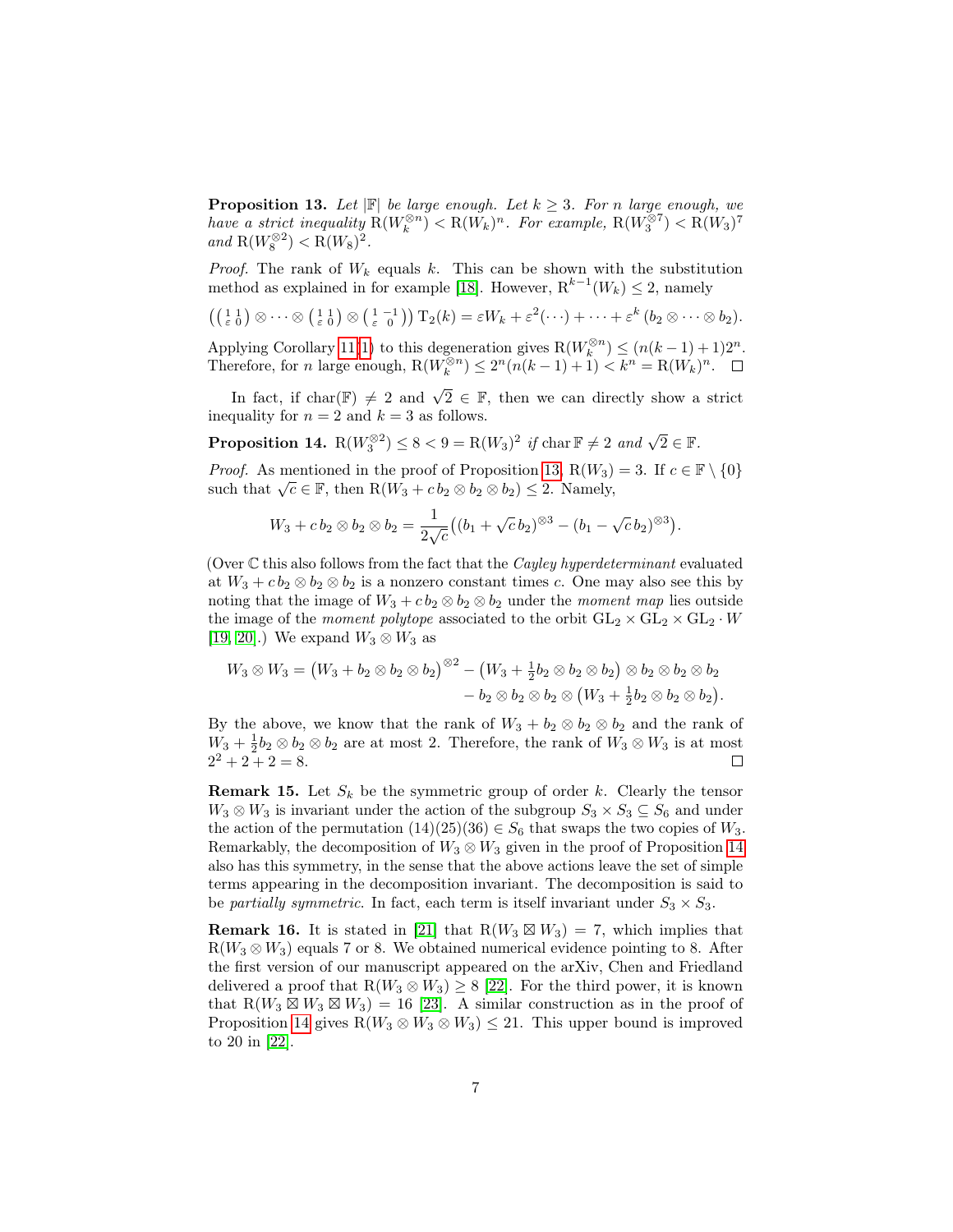**Proposition 13.** *Let $|\mathbb{F}|$ be large enough. Let $k \geq 3$. For $n$ large enough, we have a strict inequality $\mathrm{R}(W_k^{\otimes n}) < \mathrm{R}(W_k)^n$. For example, $\mathrm{R}(W_3^{\otimes 7}) < \mathrm{R}(W_3)^7$ and $\mathrm{R}(W_8^{\otimes 2}) < \mathrm{R}(W_8)^2$.*

*Proof.* The rank of $W_k$ equals $k$. This can be shown with the substitution method as explained in for example [18]. However, $\mathrm{R}^{k-1}(W_k) \leq 2$, namely

$$\left(\left(\begin{smallmatrix} 1 & 1 \\ \varepsilon & 0 \end{smallmatrix}\right) \otimes \cdots \otimes \left(\begin{smallmatrix} 1 & 1 \\ \varepsilon & 0 \end{smallmatrix}\right) \otimes \left(\begin{smallmatrix} 1 & -1 \\ \varepsilon & 0 \end{smallmatrix}\right)\right) \mathrm{T}_2(k) = \varepsilon W_k + \varepsilon^2(\cdots) + \cdots + \varepsilon^k\,(b_2 \otimes \cdots \otimes b_2).$$

Applying Corollary 11(1) to this degeneration gives $\mathrm{R}(W_k^{\otimes n}) \leq (n(k-1)+1)2^n$. Therefore, for $n$ large enough, $\mathrm{R}(W_k^{\otimes n}) \leq 2^n(n(k-1)+1) < k^n = \mathrm{R}(W_k)^n$. $\square$

In fact, if $\mathrm{char}(\mathbb{F}) \neq 2$ and $\sqrt{2} \in \mathbb{F}$, then we can directly show a strict inequality for $n = 2$ and $k = 3$ as follows.

**Proposition 14.** $\mathrm{R}(W_3^{\otimes 2}) \leq 8 < 9 = \mathrm{R}(W_3)^2$ *if* $\mathrm{char}\,\mathbb{F} \neq 2$ *and* $\sqrt{2} \in \mathbb{F}$.

*Proof.* As mentioned in the proof of Proposition 13, $\mathrm{R}(W_3) = 3$. If $c \in \mathbb{F} \setminus \{0\}$ such that $\sqrt{c} \in \mathbb{F}$, then $\mathrm{R}(W_3 + c\, b_2 \otimes b_2 \otimes b_2) \leq 2$. Namely,

$$W_3 + c\, b_2 \otimes b_2 \otimes b_2 = \frac{1}{2\sqrt{c}}\big((b_1 + \sqrt{c}\, b_2)^{\otimes 3} - (b_1 - \sqrt{c}\, b_2)^{\otimes 3}\big).$$

(Over $\mathbb{C}$ this also follows from the fact that the *Cayley hyperdeterminant* evaluated at $W_3 + c\, b_2 \otimes b_2 \otimes b_2$ is a nonzero constant times $c$. One may also see this by noting that the image of $W_3 + c\, b_2 \otimes b_2 \otimes b_2$ under the *moment map* lies outside the image of the *moment polytope* associated to the orbit $\mathrm{GL}_2 \times \mathrm{GL}_2 \times \mathrm{GL}_2 \cdot W$ [19, 20].) We expand $W_3 \otimes W_3$ as

$$\begin{aligned} W_3 \otimes W_3 = \big(W_3 + b_2 \otimes b_2 \otimes b_2\big)^{\otimes 2} - \big(W_3 + \tfrac{1}{2} b_2 \otimes b_2 \otimes b_2\big) \otimes b_2 \otimes b_2 \otimes b_2 \\ - b_2 \otimes b_2 \otimes b_2 \otimes \big(W_3 + \tfrac{1}{2} b_2 \otimes b_2 \otimes b_2\big). \end{aligned}$$

By the above, we know that the rank of $W_3 + b_2 \otimes b_2 \otimes b_2$ and the rank of $W_3 + \frac{1}{2} b_2 \otimes b_2 \otimes b_2$ are at most 2. Therefore, the rank of $W_3 \otimes W_3$ is at most $2^2 + 2 + 2 = 8$. $\square$

**Remark 15.** Let $S_k$ be the symmetric group of order $k$. Clearly the tensor $W_3 \otimes W_3$ is invariant under the action of the subgroup $S_3 \times S_3 \subseteq S_6$ and under the action of the permutation $(14)(25)(36) \in S_6$ that swaps the two copies of $W_3$. Remarkably, the decomposition of $W_3 \otimes W_3$ given in the proof of Proposition 14 also has this symmetry, in the sense that the above actions leave the set of simple terms appearing in the decomposition invariant. The decomposition is said to be *partially symmetric*. In fact, each term is itself invariant under $S_3 \times S_3$.

**Remark 16.** It is stated in [21] that $\mathrm{R}(W_3 \boxtimes W_3) = 7$, which implies that $\mathrm{R}(W_3 \otimes W_3)$ equals 7 or 8. We obtained numerical evidence pointing to 8. After the first version of our manuscript appeared on the arXiv, Chen and Friedland delivered a proof that $\mathrm{R}(W_3 \otimes W_3) \geq 8$ [22]. For the third power, it is known that $\mathrm{R}(W_3 \boxtimes W_3 \boxtimes W_3) = 16$ [23]. A similar construction as in the proof of Proposition 14 gives $\mathrm{R}(W_3 \otimes W_3 \otimes W_3) \leq 21$. This upper bound is improved to 20 in [22].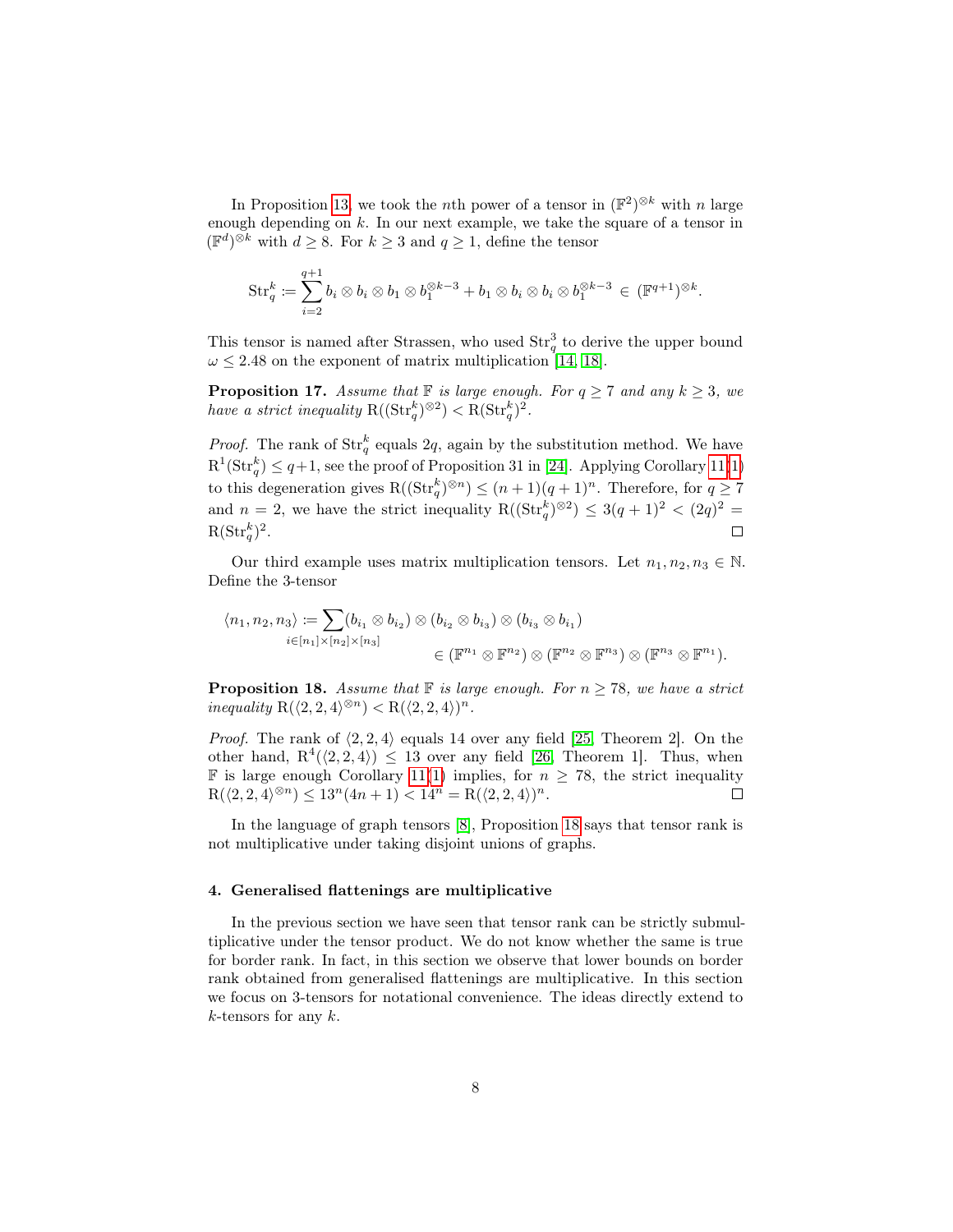In Proposition 13, we took the $n$th power of a tensor in $(\mathbb{F}^2)^{\otimes k}$ with $n$ large enough depending on $k$. In our next example, we take the square of a tensor in $(\mathbb{F}^d)^{\otimes k}$ with $d \geq 8$. For $k \geq 3$ and $q \geq 1$, define the tensor

$$\mathrm{Str}_q^k \coloneqq \sum_{i=2}^{q+1} b_i \otimes b_i \otimes b_1 \otimes b_1^{\otimes k-3} + b_1 \otimes b_i \otimes b_i \otimes b_1^{\otimes k-3} \in (\mathbb{F}^{q+1})^{\otimes k}.$$

This tensor is named after Strassen, who used $\mathrm{Str}_q^3$ to derive the upper bound $\omega \leq 2.48$ on the exponent of matrix multiplication [14, 18].

**Proposition 17.** *Assume that $\mathbb{F}$ is large enough. For $q \geq 7$ and any $k \geq 3$, we have a strict inequality $\mathrm{R}((\mathrm{Str}_q^k)^{\otimes 2}) < \mathrm{R}(\mathrm{Str}_q^k)^2$.*

*Proof.* The rank of $\mathrm{Str}_q^k$ equals $2q$, again by the substitution method. We have $\mathrm{R}^1(\mathrm{Str}_q^k) \leq q+1$, see the proof of Proposition 31 in [24]. Applying Corollary 11(1) to this degeneration gives $\mathrm{R}((\mathrm{Str}_q^k)^{\otimes n}) \leq (n+1)(q+1)^n$. Therefore, for $q \geq 7$ and $n = 2$, we have the strict inequality $\mathrm{R}((\mathrm{Str}_q^k)^{\otimes 2}) \leq 3(q+1)^2 < (2q)^2 = \mathrm{R}(\mathrm{Str}_q^k)^2$. □

Our third example uses matrix multiplication tensors. Let $n_1, n_2, n_3 \in \mathbb{N}$. Define the 3-tensor

$$\langle n_1, n_2, n_3 \rangle \coloneqq \sum_{i \in [n_1] \times [n_2] \times [n_3]} (b_{i_1} \otimes b_{i_2}) \otimes (b_{i_2} \otimes b_{i_3}) \otimes (b_{i_3} \otimes b_{i_1}) \in (\mathbb{F}^{n_1} \otimes \mathbb{F}^{n_2}) \otimes (\mathbb{F}^{n_2} \otimes \mathbb{F}^{n_3}) \otimes (\mathbb{F}^{n_3} \otimes \mathbb{F}^{n_1}).$$

**Proposition 18.** *Assume that $\mathbb{F}$ is large enough. For $n \geq 78$, we have a strict inequality $\mathrm{R}(\langle 2,2,4 \rangle^{\otimes n}) < \mathrm{R}(\langle 2,2,4 \rangle)^n$.*

*Proof.* The rank of $\langle 2,2,4 \rangle$ equals 14 over any field [25, Theorem 2]. On the other hand, $\mathrm{R}^4(\langle 2,2,4 \rangle) \leq 13$ over any field [26, Theorem 1]. Thus, when $\mathbb{F}$ is large enough Corollary 11(1) implies, for $n \geq 78$, the strict inequality $\mathrm{R}(\langle 2,2,4 \rangle^{\otimes n}) \leq 13^n(4n+1) < 14^n = \mathrm{R}(\langle 2,2,4 \rangle)^n$. □

In the language of graph tensors [8], Proposition 18 says that tensor rank is not multiplicative under taking disjoint unions of graphs.

## 4. Generalised flattenings are multiplicative

In the previous section we have seen that tensor rank can be strictly submultiplicative under the tensor product. We do not know whether the same is true for border rank. In fact, in this section we observe that lower bounds on border rank obtained from generalised flattenings are multiplicative. In this section we focus on 3-tensors for notational convenience. The ideas directly extend to $k$-tensors for any $k$.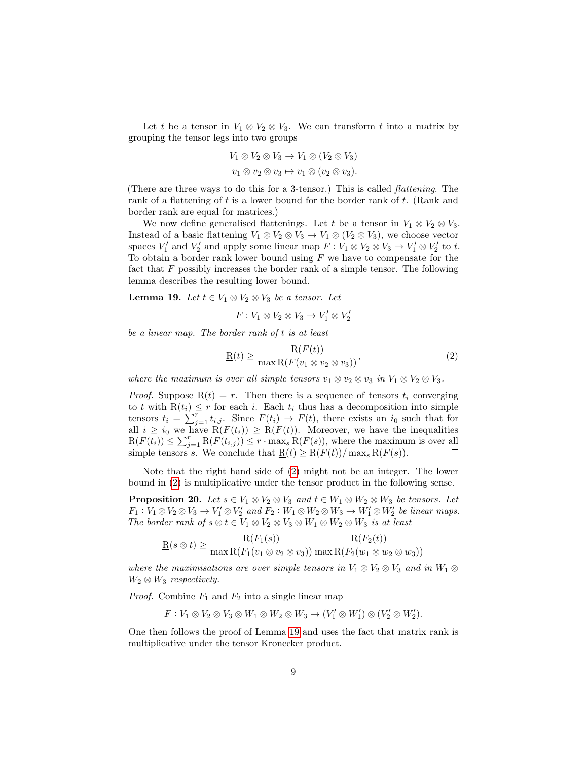Let $t$ be a tensor in $V_1 \otimes V_2 \otimes V_3$. We can transform $t$ into a matrix by grouping the tensor legs into two groups

$$V_1 \otimes V_2 \otimes V_3 \to V_1 \otimes (V_2 \otimes V_3)$$
$$v_1 \otimes v_2 \otimes v_3 \mapsto v_1 \otimes (v_2 \otimes v_3).$$

(There are three ways to do this for a 3-tensor.) This is called *flattening*. The rank of a flattening of $t$ is a lower bound for the border rank of $t$. (Rank and border rank are equal for matrices.)

We now define generalised flattenings. Let $t$ be a tensor in $V_1 \otimes V_2 \otimes V_3$. Instead of a basic flattening $V_1 \otimes V_2 \otimes V_3 \to V_1 \otimes (V_2 \otimes V_3)$, we choose vector spaces $V_1'$ and $V_2'$ and apply some linear map $F : V_1 \otimes V_2 \otimes V_3 \to V_1' \otimes V_2'$ to $t$. To obtain a border rank lower bound using $F$ we have to compensate for the fact that $F$ possibly increases the border rank of a simple tensor. The following lemma describes the resulting lower bound.

**Lemma 19.** *Let $t \in V_1 \otimes V_2 \otimes V_3$ be a tensor. Let*

$$F : V_1 \otimes V_2 \otimes V_3 \to V_1' \otimes V_2'$$

*be a linear map. The border rank of $t$ is at least*

$$\underline{\mathrm{R}}(t) \geq \frac{\mathrm{R}(F(t))}{\max \mathrm{R}(F(v_1 \otimes v_2 \otimes v_3))}, \tag{2}$$

*where the maximum is over all simple tensors $v_1 \otimes v_2 \otimes v_3$ in $V_1 \otimes V_2 \otimes V_3$.*

*Proof.* Suppose $\underline{\mathrm{R}}(t) = r$. Then there is a sequence of tensors $t_i$ converging to $t$ with $\mathrm{R}(t_i) \leq r$ for each $i$. Each $t_i$ thus has a decomposition into simple tensors $t_i = \sum_{j=1}^{r} t_{i,j}$. Since $F(t_i) \to F(t)$, there exists an $i_0$ such that for all $i \geq i_0$ we have $\mathrm{R}(F(t_i)) \geq \mathrm{R}(F(t))$. Moreover, we have the inequalities $\mathrm{R}(F(t_i)) \leq \sum_{j=1}^{r} \mathrm{R}(F(t_{i,j})) \leq r \cdot \max_s \mathrm{R}(F(s))$, where the maximum is over all simple tensors $s$. We conclude that $\underline{\mathrm{R}}(t) \geq \mathrm{R}(F(t))/\max_s \mathrm{R}(F(s))$. ∎

Note that the right hand side of (2) might not be an integer. The lower bound in (2) is multiplicative under the tensor product in the following sense.

**Proposition 20.** *Let $s \in V_1 \otimes V_2 \otimes V_3$ and $t \in W_1 \otimes W_2 \otimes W_3$ be tensors. Let $F_1 : V_1 \otimes V_2 \otimes V_3 \to V_1' \otimes V_2'$ and $F_2 : W_1 \otimes W_2 \otimes W_3 \to W_1' \otimes W_2'$ be linear maps. The border rank of $s \otimes t \in V_1 \otimes V_2 \otimes V_3 \otimes W_1 \otimes W_2 \otimes W_3$ is at least*

$$\underline{\mathrm{R}}(s \otimes t) \geq \frac{\mathrm{R}(F_1(s))}{\max \mathrm{R}(F_1(v_1 \otimes v_2 \otimes v_3))} \frac{\mathrm{R}(F_2(t))}{\max \mathrm{R}(F_2(w_1 \otimes w_2 \otimes w_3))}$$

*where the maximisations are over simple tensors in $V_1 \otimes V_2 \otimes V_3$ and in $W_1 \otimes W_2 \otimes W_3$ respectively.*

*Proof.* Combine $F_1$ and $F_2$ into a single linear map

$$F : V_1 \otimes V_2 \otimes V_3 \otimes W_1 \otimes W_2 \otimes W_3 \to (V_1' \otimes W_1') \otimes (V_2' \otimes W_2').$$

One then follows the proof of Lemma 19 and uses the fact that matrix rank is multiplicative under the tensor Kronecker product. ∎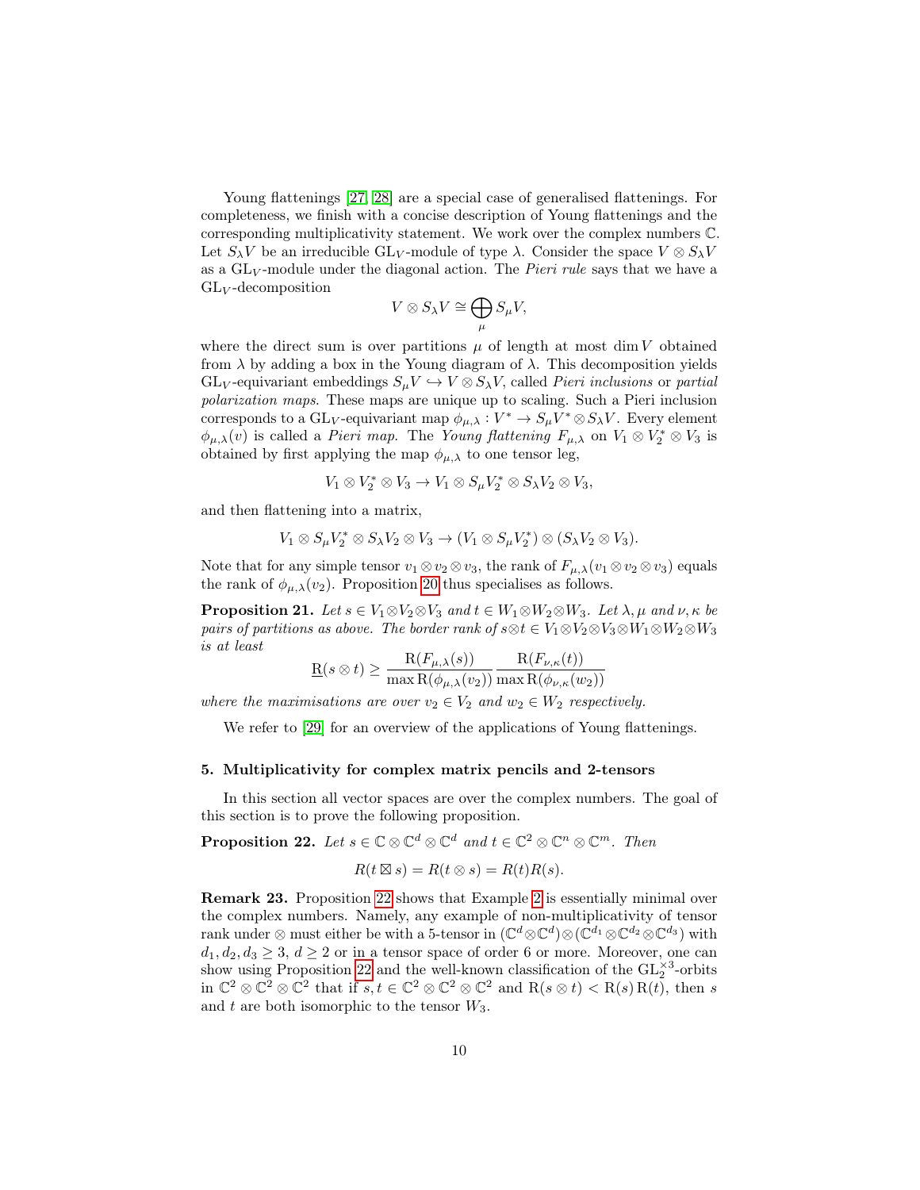Young flattenings [27, 28] are a special case of generalised flattenings. For completeness, we finish with a concise description of Young flattenings and the corresponding multiplicativity statement. We work over the complex numbers $\mathbb{C}$. Let $S_\lambda V$ be an irreducible $\mathrm{GL}_V$-module of type $\lambda$. Consider the space $V \otimes S_\lambda V$ as a $\mathrm{GL}_V$-module under the diagonal action. The *Pieri rule* says that we have a $\mathrm{GL}_V$-decomposition

$$V \otimes S_\lambda V \cong \bigoplus_\mu S_\mu V,$$

where the direct sum is over partitions $\mu$ of length at most $\dim V$ obtained from $\lambda$ by adding a box in the Young diagram of $\lambda$. This decomposition yields $\mathrm{GL}_V$-equivariant embeddings $S_\mu V \hookrightarrow V \otimes S_\lambda V$, called *Pieri inclusions* or *partial polarization maps*. These maps are unique up to scaling. Such a Pieri inclusion corresponds to a $\mathrm{GL}_V$-equivariant map $\phi_{\mu,\lambda} : V^* \to S_\mu V^* \otimes S_\lambda V$. Every element $\phi_{\mu,\lambda}(v)$ is called a *Pieri map*. The *Young flattening* $F_{\mu,\lambda}$ on $V_1 \otimes V_2^* \otimes V_3$ is obtained by first applying the map $\phi_{\mu,\lambda}$ to one tensor leg,

$$V_1 \otimes V_2^* \otimes V_3 \to V_1 \otimes S_\mu V_2^* \otimes S_\lambda V_2 \otimes V_3,$$

and then flattening into a matrix,

$$V_1 \otimes S_\mu V_2^* \otimes S_\lambda V_2 \otimes V_3 \to (V_1 \otimes S_\mu V_2^*) \otimes (S_\lambda V_2 \otimes V_3).$$

Note that for any simple tensor $v_1 \otimes v_2 \otimes v_3$, the rank of $F_{\mu,\lambda}(v_1 \otimes v_2 \otimes v_3)$ equals the rank of $\phi_{\mu,\lambda}(v_2)$. Proposition 20 thus specialises as follows.

**Proposition 21.** *Let $s \in V_1 \otimes V_2 \otimes V_3$ and $t \in W_1 \otimes W_2 \otimes W_3$. Let $\lambda, \mu$ and $\nu, \kappa$ be pairs of partitions as above. The border rank of $s \otimes t \in V_1 \otimes V_2 \otimes V_3 \otimes W_1 \otimes W_2 \otimes W_3$ is at least*

$$\underline{\mathrm{R}}(s \otimes t) \geq \frac{\mathrm{R}(F_{\mu,\lambda}(s))}{\max \mathrm{R}(\phi_{\mu,\lambda}(v_2))} \frac{\mathrm{R}(F_{\nu,\kappa}(t))}{\max \mathrm{R}(\phi_{\nu,\kappa}(w_2))}$$

*where the maximisations are over $v_2 \in V_2$ and $w_2 \in W_2$ respectively.*

We refer to [29] for an overview of the applications of Young flattenings.

## 5. Multiplicativity for complex matrix pencils and 2-tensors

In this section all vector spaces are over the complex numbers. The goal of this section is to prove the following proposition.

**Proposition 22.** *Let $s \in \mathbb{C} \otimes \mathbb{C}^d \otimes \mathbb{C}^d$ and $t \in \mathbb{C}^2 \otimes \mathbb{C}^n \otimes \mathbb{C}^m$. Then*

$$R(t \boxtimes s) = R(t \otimes s) = R(t)R(s).$$

**Remark 23.** Proposition 22 shows that Example 2 is essentially minimal over the complex numbers. Namely, any example of non-multiplicativity of tensor rank under $\otimes$ must either be with a 5-tensor in $(\mathbb{C}^d \otimes \mathbb{C}^d) \otimes (\mathbb{C}^{d_1} \otimes \mathbb{C}^{d_2} \otimes \mathbb{C}^{d_3})$ with $d_1, d_2, d_3 \geq 3$, $d \geq 2$ or in a tensor space of order 6 or more. Moreover, one can show using Proposition 22 and the well-known classification of the $\mathrm{GL}_2^{\times 3}$-orbits in $\mathbb{C}^2 \otimes \mathbb{C}^2 \otimes \mathbb{C}^2$ that if $s, t \in \mathbb{C}^2 \otimes \mathbb{C}^2 \otimes \mathbb{C}^2$ and $\mathrm{R}(s \otimes t) < \mathrm{R}(s)\,\mathrm{R}(t)$, then $s$ and $t$ are both isomorphic to the tensor $W_3$.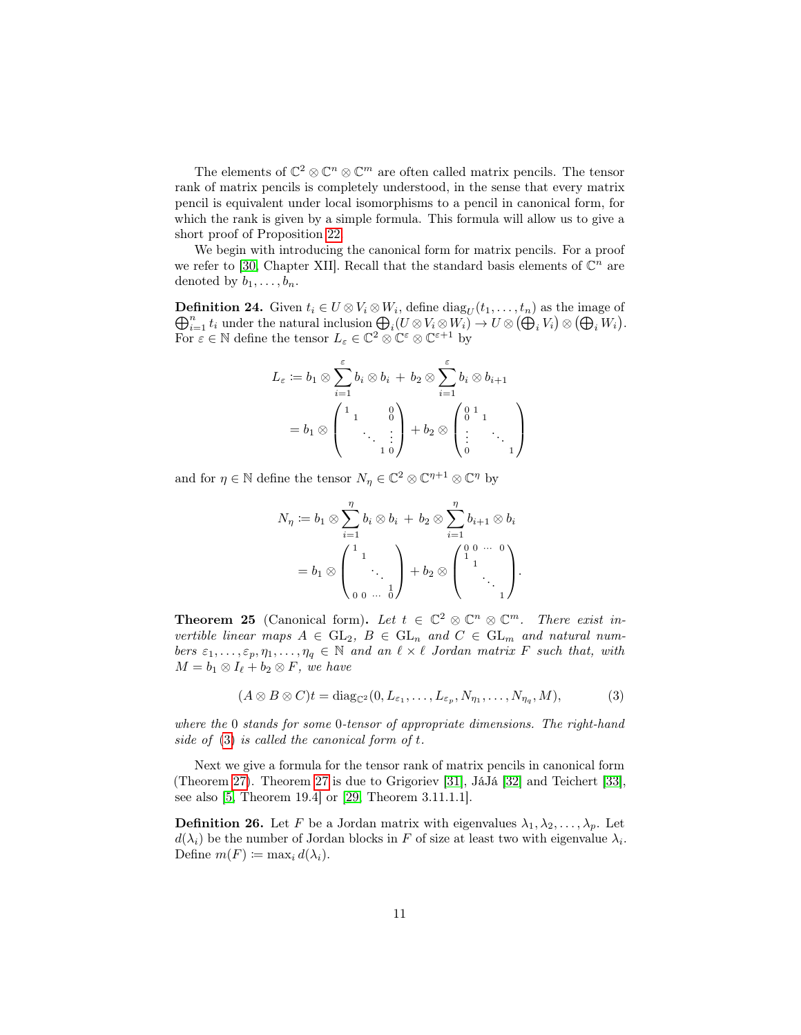The elements of $\mathbb{C}^2 \otimes \mathbb{C}^n \otimes \mathbb{C}^m$ are often called matrix pencils. The tensor rank of matrix pencils is completely understood, in the sense that every matrix pencil is equivalent under local isomorphisms to a pencil in canonical form, for which the rank is given by a simple formula. This formula will allow us to give a short proof of Proposition 22.

We begin with introducing the canonical form for matrix pencils. For a proof we refer to [30, Chapter XII]. Recall that the standard basis elements of $\mathbb{C}^n$ are denoted by $b_1, \ldots, b_n$.

**Definition 24.** Given $t_i \in U \otimes V_i \otimes W_i$, define $\operatorname{diag}_U(t_1, \ldots, t_n)$ as the image of $\bigoplus_{i=1}^n t_i$ under the natural inclusion $\bigoplus_i (U \otimes V_i \otimes W_i) \to U \otimes (\bigoplus_i V_i) \otimes (\bigoplus_i W_i)$. For $\varepsilon \in \mathbb{N}$ define the tensor $L_\varepsilon \in \mathbb{C}^2 \otimes \mathbb{C}^\varepsilon \otimes \mathbb{C}^{\varepsilon+1}$ by

$$
\begin{aligned}
L_\varepsilon &:= b_1 \otimes \sum_{i=1}^{\varepsilon} b_i \otimes b_i \,+\, b_2 \otimes \sum_{i=1}^{\varepsilon} b_i \otimes b_{i+1} \\
&= b_1 \otimes \begin{pmatrix} 1 & & & 0 \\ & 1 & & 0 \\ & & \ddots & \vdots \\ & & 1 & 0 \end{pmatrix} + b_2 \otimes \begin{pmatrix} 0 & 1 & & \\ 0 & & 1 & \\ \vdots & & & \ddots \\ 0 & & & & 1 \end{pmatrix}
\end{aligned}
$$

and for $\eta \in \mathbb{N}$ define the tensor $N_\eta \in \mathbb{C}^2 \otimes \mathbb{C}^{\eta+1} \otimes \mathbb{C}^\eta$ by

$$
\begin{aligned}
N_\eta &:= b_1 \otimes \sum_{i=1}^{\eta} b_i \otimes b_i \,+\, b_2 \otimes \sum_{i=1}^{\eta} b_{i+1} \otimes b_i \\
&= b_1 \otimes \begin{pmatrix} 1 & & & \\ & 1 & & \\ & & \ddots & \\ & & & 1 \\ 0 & 0 & \cdots & 0 \end{pmatrix} + b_2 \otimes \begin{pmatrix} 0 & 0 & \cdots & 0 \\ 1 & & & \\ & 1 & & \\ & & \ddots & \\ & & & 1 \end{pmatrix}.
\end{aligned}
$$

**Theorem 25** (Canonical form)**.** *Let $t \in \mathbb{C}^2 \otimes \mathbb{C}^n \otimes \mathbb{C}^m$. There exist invertible linear maps $A \in \mathrm{GL}_2$, $B \in \mathrm{GL}_n$ and $C \in \mathrm{GL}_m$ and natural numbers $\varepsilon_1, \ldots, \varepsilon_p, \eta_1, \ldots, \eta_q \in \mathbb{N}$ and an $\ell \times \ell$ Jordan matrix $F$ such that, with $M = b_1 \otimes I_\ell + b_2 \otimes F$, we have*

$$
(A \otimes B \otimes C)t = \operatorname{diag}_{\mathbb{C}^2}(0, L_{\varepsilon_1}, \ldots, L_{\varepsilon_p}, N_{\eta_1}, \ldots, N_{\eta_q}, M), \tag{3}
$$

*where the 0 stands for some 0-tensor of appropriate dimensions. The right-hand side of (3) is called the canonical form of $t$.*

Next we give a formula for the tensor rank of matrix pencils in canonical form (Theorem 27). Theorem 27 is due to Grigoriev [31], JáJá [32] and Teichert [33], see also [5, Theorem 19.4] or [29, Theorem 3.11.1.1].

**Definition 26.** Let $F$ be a Jordan matrix with eigenvalues $\lambda_1, \lambda_2, \ldots, \lambda_p$. Let $d(\lambda_i)$ be the number of Jordan blocks in $F$ of size at least two with eigenvalue $\lambda_i$. Define $m(F) := \max_i d(\lambda_i)$.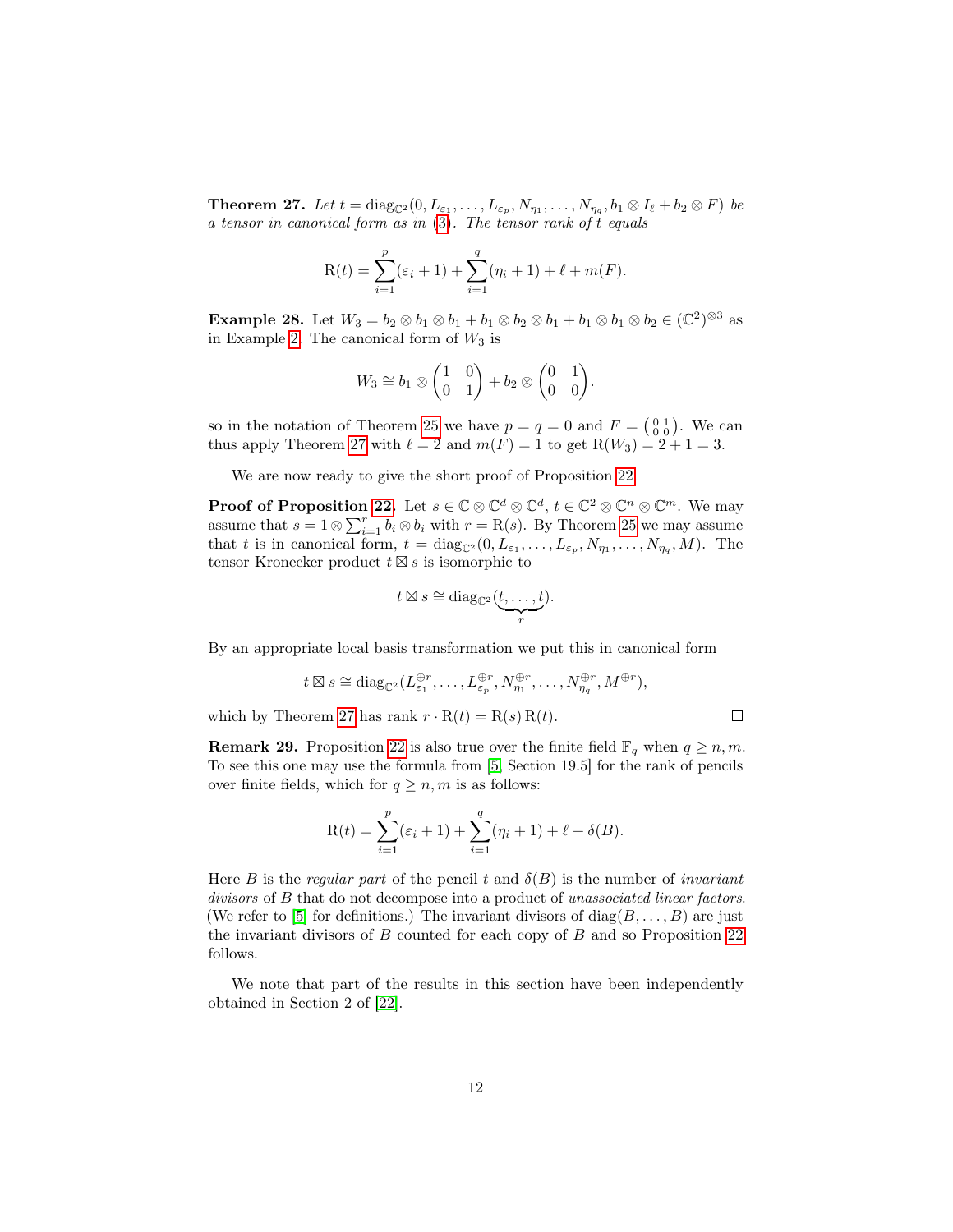**Theorem 27.** *Let* $t = \mathrm{diag}_{\mathbb{C}^2}(0, L_{\varepsilon_1}, \ldots, L_{\varepsilon_p}, N_{\eta_1}, \ldots, N_{\eta_q}, b_1 \otimes I_\ell + b_2 \otimes F)$ *be a tensor in canonical form as in* (3)*. The tensor rank of* $t$ *equals*

$$\mathrm{R}(t) = \sum_{i=1}^{p}(\varepsilon_i + 1) + \sum_{i=1}^{q}(\eta_i + 1) + \ell + m(F).$$

**Example 28.** Let $W_3 = b_2 \otimes b_1 \otimes b_1 + b_1 \otimes b_2 \otimes b_1 + b_1 \otimes b_1 \otimes b_2 \in (\mathbb{C}^2)^{\otimes 3}$ as in Example 2. The canonical form of $W_3$ is

$$W_3 \cong b_1 \otimes \begin{pmatrix} 1 & 0 \\ 0 & 1 \end{pmatrix} + b_2 \otimes \begin{pmatrix} 0 & 1 \\ 0 & 0 \end{pmatrix}.$$

so in the notation of Theorem 25 we have $p = q = 0$ and $F = \left(\begin{smallmatrix} 0 & 1 \\ 0 & 0 \end{smallmatrix}\right)$. We can thus apply Theorem 27 with $\ell = 2$ and $m(F) = 1$ to get $\mathrm{R}(W_3) = 2 + 1 = 3$.

We are now ready to give the short proof of Proposition 22.

**Proof of Proposition 22.** Let $s \in \mathbb{C} \otimes \mathbb{C}^d \otimes \mathbb{C}^d$, $t \in \mathbb{C}^2 \otimes \mathbb{C}^n \otimes \mathbb{C}^m$. We may assume that $s = 1 \otimes \sum_{i=1}^{r} b_i \otimes b_i$ with $r = \mathrm{R}(s)$. By Theorem 25 we may assume that $t$ is in canonical form, $t = \mathrm{diag}_{\mathbb{C}^2}(0, L_{\varepsilon_1}, \ldots, L_{\varepsilon_p}, N_{\eta_1}, \ldots, N_{\eta_q}, M)$. The tensor Kronecker product $t \boxtimes s$ is isomorphic to

$$t \boxtimes s \cong \mathrm{diag}_{\mathbb{C}^2}(\underbrace{t, \ldots, t}_{r}).$$

By an appropriate local basis transformation we put this in canonical form

$$t \boxtimes s \cong \mathrm{diag}_{\mathbb{C}^2}(L_{\varepsilon_1}^{\oplus r}, \ldots, L_{\varepsilon_p}^{\oplus r}, N_{\eta_1}^{\oplus r}, \ldots, N_{\eta_q}^{\oplus r}, M^{\oplus r}),$$

which by Theorem 27 has rank $r \cdot \mathrm{R}(t) = \mathrm{R}(s)\,\mathrm{R}(t)$. ∎

**Remark 29.** Proposition 22 is also true over the finite field $\mathbb{F}_q$ when $q \geq n, m$. To see this one may use the formula from [5, Section 19.5] for the rank of pencils over finite fields, which for $q \geq n, m$ is as follows:

$$\mathrm{R}(t) = \sum_{i=1}^{p}(\varepsilon_i + 1) + \sum_{i=1}^{q}(\eta_i + 1) + \ell + \delta(B).$$

Here $B$ is the *regular part* of the pencil $t$ and $\delta(B)$ is the number of *invariant divisors* of $B$ that do not decompose into a product of *unassociated linear factors*. (We refer to [5] for definitions.) The invariant divisors of $\mathrm{diag}(B, \ldots, B)$ are just the invariant divisors of $B$ counted for each copy of $B$ and so Proposition 22 follows.

We note that part of the results in this section have been independently obtained in Section 2 of [22].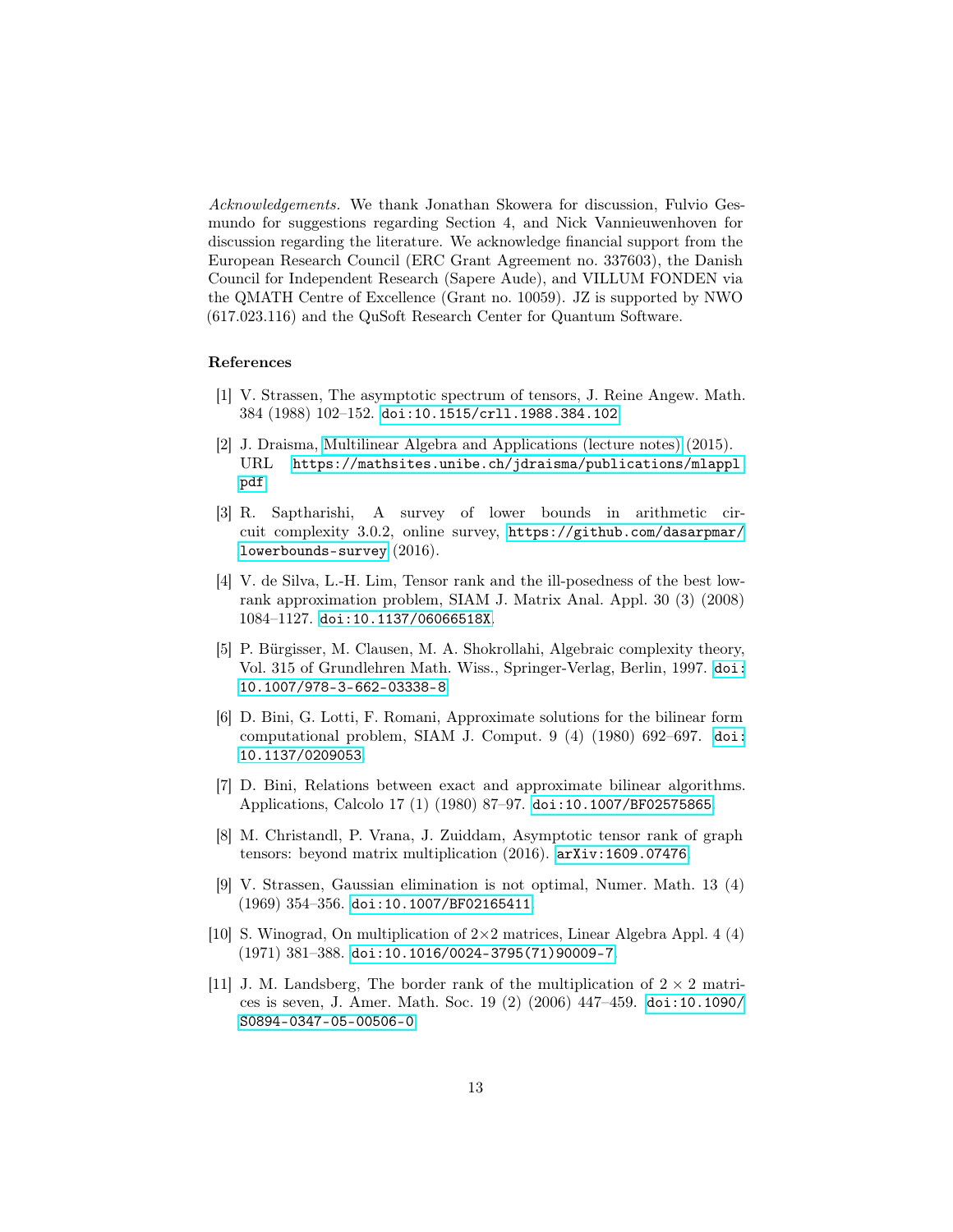*Acknowledgements.* We thank Jonathan Skowera for discussion, Fulvio Gesmundo for suggestions regarding Section 4, and Nick Vannieuwenhoven for discussion regarding the literature. We acknowledge financial support from the European Research Council (ERC Grant Agreement no. 337603), the Danish Council for Independent Research (Sapere Aude), and VILLUM FONDEN via the QMATH Centre of Excellence (Grant no. 10059). JZ is supported by NWO (617.023.116) and the QuSoft Research Center for Quantum Software.

## References

[1] V. Strassen, The asymptotic spectrum of tensors, J. Reine Angew. Math. 384 (1988) 102–152. doi:10.1515/crll.1988.384.102

[2] J. Draisma, Multilinear Algebra and Applications (lecture notes) (2015). URL https://mathsites.unibe.ch/jdraisma/publications/mlappl.pdf

[3] R. Saptharishi, A survey of lower bounds in arithmetic circuit complexity 3.0.2, online survey, https://github.com/dasarpmar/lowerbounds-survey (2016).

[4] V. de Silva, L.-H. Lim, Tensor rank and the ill-posedness of the best low-rank approximation problem, SIAM J. Matrix Anal. Appl. 30 (3) (2008) 1084–1127. doi:10.1137/06066518X.

[5] P. Bürgisser, M. Clausen, M. A. Shokrollahi, Algebraic complexity theory, Vol. 315 of Grundlehren Math. Wiss., Springer-Verlag, Berlin, 1997. doi:10.1007/978-3-662-03338-8

[6] D. Bini, G. Lotti, F. Romani, Approximate solutions for the bilinear form computational problem, SIAM J. Comput. 9 (4) (1980) 692–697. doi:10.1137/0209053

[7] D. Bini, Relations between exact and approximate bilinear algorithms. Applications, Calcolo 17 (1) (1980) 87–97. doi:10.1007/BF02575865

[8] M. Christandl, P. Vrana, J. Zuiddam, Asymptotic tensor rank of graph tensors: beyond matrix multiplication (2016). arXiv:1609.07476

[9] V. Strassen, Gaussian elimination is not optimal, Numer. Math. 13 (4) (1969) 354–356. doi:10.1007/BF02165411

[10] S. Winograd, On multiplication of $2 \times 2$ matrices, Linear Algebra Appl. 4 (4) (1971) 381–388. doi:10.1016/0024-3795(71)90009-7

[11] J. M. Landsberg, The border rank of the multiplication of $2 \times 2$ matrices is seven, J. Amer. Math. Soc. 19 (2) (2006) 447–459. doi:10.1090/S0894-0347-05-00506-0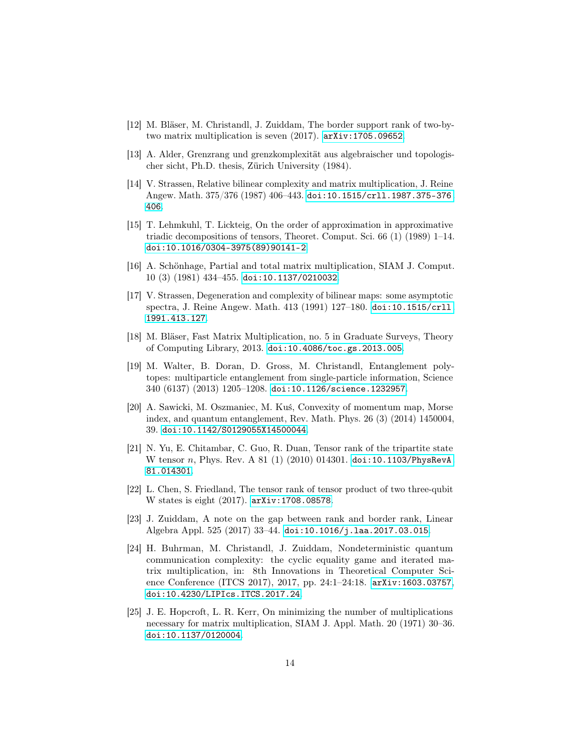[12] M. Bläser, M. Christandl, J. Zuiddam, The border support rank of two-by-two matrix multiplication is seven (2017). arXiv:1705.09652.

[13] A. Alder, Grenzrang und grenzkomplexität aus algebraischer und topologischer sicht, Ph.D. thesis, Zürich University (1984).

[14] V. Strassen, Relative bilinear complexity and matrix multiplication, J. Reine Angew. Math. 375/376 (1987) 406–443. doi:10.1515/crll.1987.375-376.406.

[15] T. Lehmkuhl, T. Lickteig, On the order of approximation in approximative triadic decompositions of tensors, Theoret. Comput. Sci. 66 (1) (1989) 1–14. doi:10.1016/0304-3975(89)90141-2.

[16] A. Schönhage, Partial and total matrix multiplication, SIAM J. Comput. 10 (3) (1981) 434–455. doi:10.1137/0210032.

[17] V. Strassen, Degeneration and complexity of bilinear maps: some asymptotic spectra, J. Reine Angew. Math. 413 (1991) 127–180. doi:10.1515/crll.1991.413.127.

[18] M. Bläser, Fast Matrix Multiplication, no. 5 in Graduate Surveys, Theory of Computing Library, 2013. doi:10.4086/toc.gs.2013.005.

[19] M. Walter, B. Doran, D. Gross, M. Christandl, Entanglement polytopes: multiparticle entanglement from single-particle information, Science 340 (6137) (2013) 1205–1208. doi:10.1126/science.1232957.

[20] A. Sawicki, M. Oszmaniec, M. Kuś, Convexity of momentum map, Morse index, and quantum entanglement, Rev. Math. Phys. 26 (3) (2014) 1450004, 39. doi:10.1142/S0129055X14500044.

[21] N. Yu, E. Chitambar, C. Guo, R. Duan, Tensor rank of the tripartite state W tensor $n$, Phys. Rev. A 81 (1) (2010) 014301. doi:10.1103/PhysRevA.81.014301.

[22] L. Chen, S. Friedland, The tensor rank of tensor product of two three-qubit W states is eight (2017). arXiv:1708.08578.

[23] J. Zuiddam, A note on the gap between rank and border rank, Linear Algebra Appl. 525 (2017) 33–44. doi:10.1016/j.laa.2017.03.015.

[24] H. Buhrman, M. Christandl, J. Zuiddam, Nondeterministic quantum communication complexity: the cyclic equality game and iterated matrix multiplication, in: 8th Innovations in Theoretical Computer Science Conference (ITCS 2017), 2017, pp. 24:1–24:18. arXiv:1603.03757, doi:10.4230/LIPIcs.ITCS.2017.24.

[25] J. E. Hopcroft, L. R. Kerr, On minimizing the number of multiplications necessary for matrix multiplication, SIAM J. Appl. Math. 20 (1971) 30–36. doi:10.1137/0120004.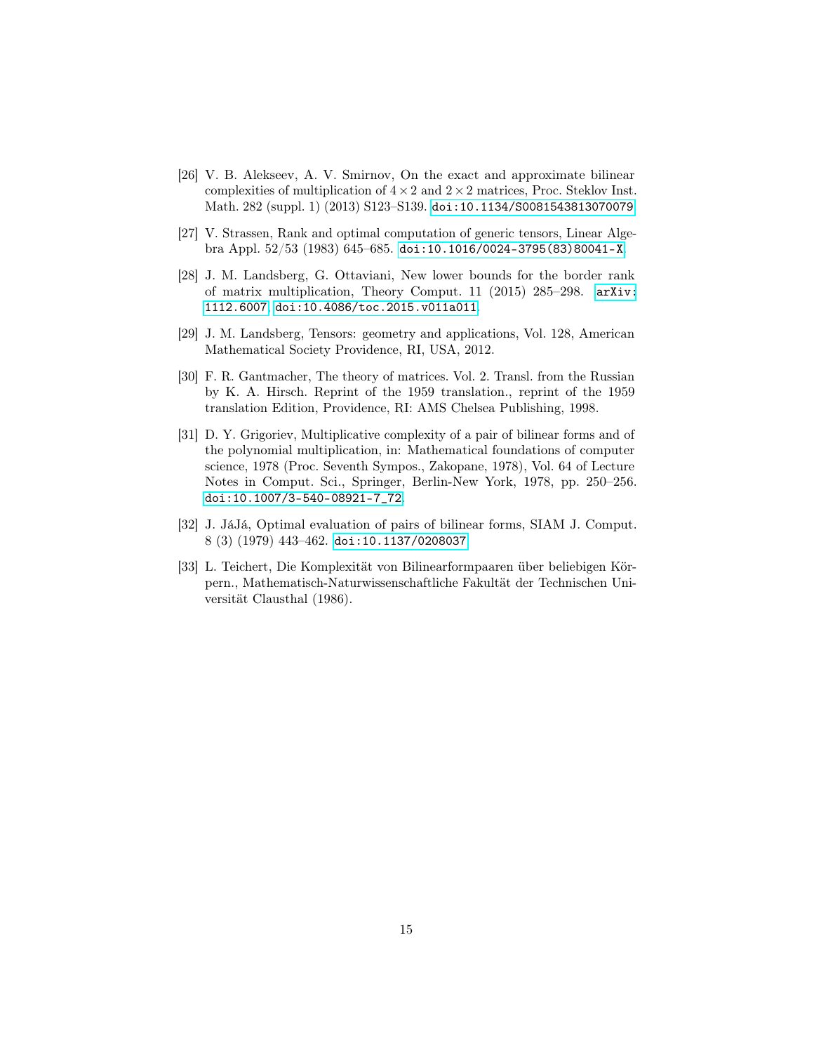[26] V. B. Alekseev, A. V. Smirnov, On the exact and approximate bilinear complexities of multiplication of $4 \times 2$ and $2 \times 2$ matrices, Proc. Steklov Inst. Math. 282 (suppl. 1) (2013) S123–S139. doi:10.1134/S0081543813070079

[27] V. Strassen, Rank and optimal computation of generic tensors, Linear Algebra Appl. 52/53 (1983) 645–685. doi:10.1016/0024-3795(83)80041-X

[28] J. M. Landsberg, G. Ottaviani, New lower bounds for the border rank of matrix multiplication, Theory Comput. 11 (2015) 285–298. arXiv:1112.6007, doi:10.4086/toc.2015.v011a011.

[29] J. M. Landsberg, Tensors: geometry and applications, Vol. 128, American Mathematical Society Providence, RI, USA, 2012.

[30] F. R. Gantmacher, The theory of matrices. Vol. 2. Transl. from the Russian by K. A. Hirsch. Reprint of the 1959 translation., reprint of the 1959 translation Edition, Providence, RI: AMS Chelsea Publishing, 1998.

[31] D. Y. Grigoriev, Multiplicative complexity of a pair of bilinear forms and of the polynomial multiplication, in: Mathematical foundations of computer science, 1978 (Proc. Seventh Sympos., Zakopane, 1978), Vol. 64 of Lecture Notes in Comput. Sci., Springer, Berlin-New York, 1978, pp. 250–256. doi:10.1007/3-540-08921-7_72.

[32] J. JáJá, Optimal evaluation of pairs of bilinear forms, SIAM J. Comput. 8 (3) (1979) 443–462. doi:10.1137/0208037

[33] L. Teichert, Die Komplexität von Bilinearformpaaren über beliebigen Körpern., Mathematisch-Naturwissenschaftliche Fakultät der Technischen Universität Clausthal (1986).